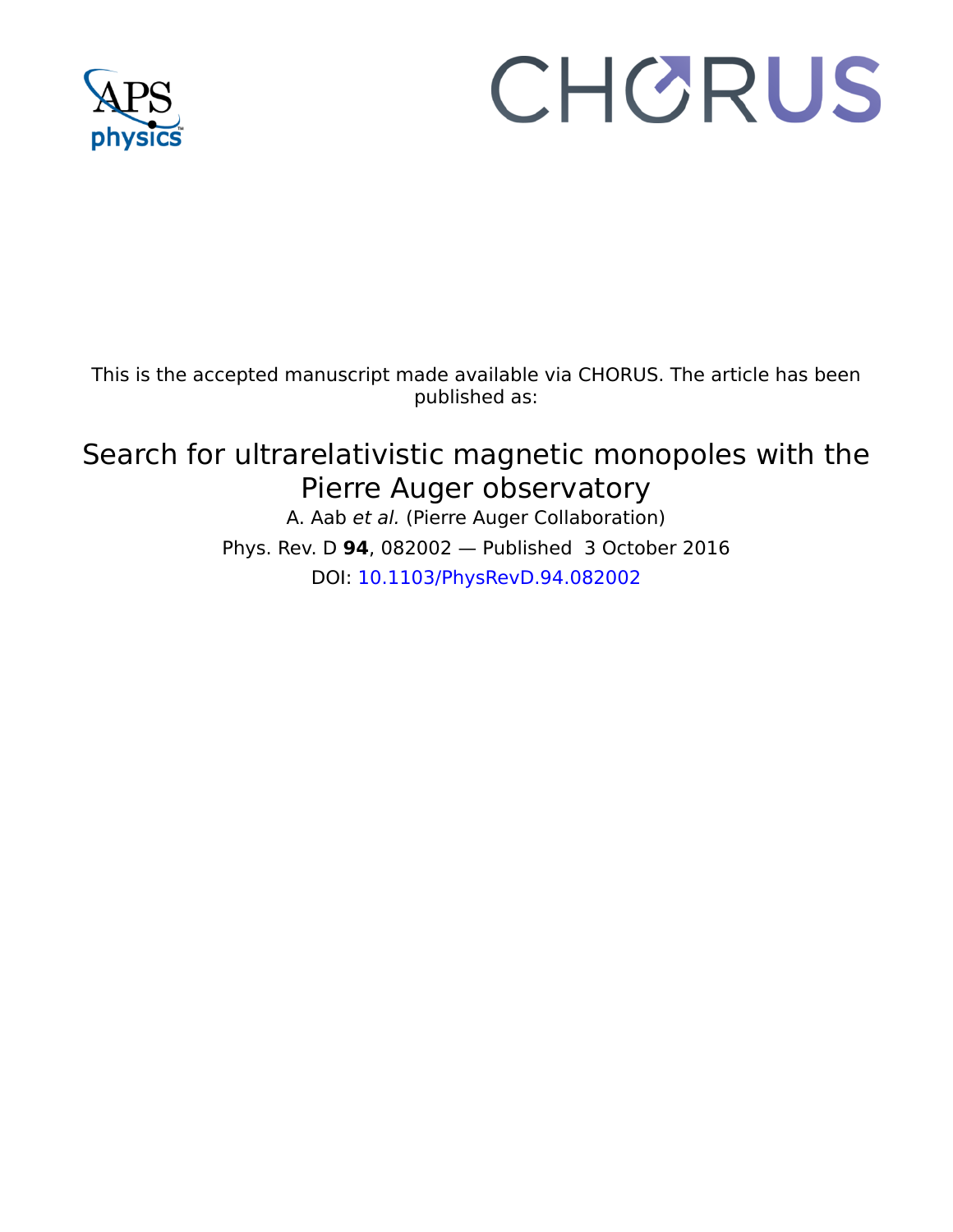This is the accepted manuscript made available via CHORUS. The article has been published as:

# Search for ultrarelativistic magnetic monopoles with the Pierre Auger observatory

A. Aab *et al.* (Pierre Auger Collaboration)

Phys. Rev. D **94**, 082002 — Published 3 October 2016

DOI: 10.1103/PhysRevD.94.082002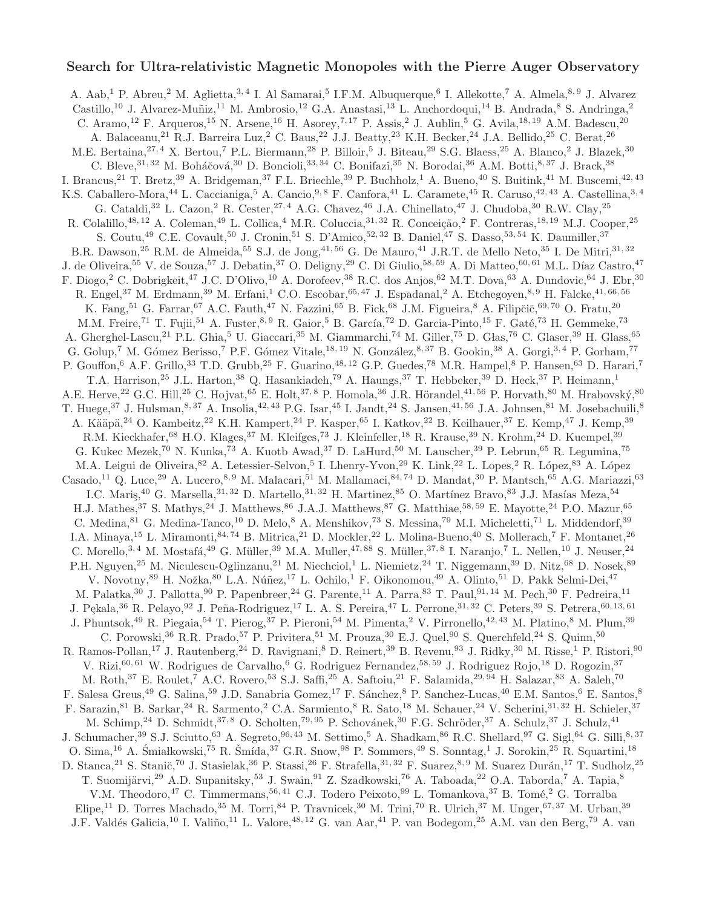# Search for Ultra-relativistic Magnetic Monopoles with the Pierre Auger Observatory

A. Aab,[1] P. Abreu,[2] M. Aglietta,[3,4] I. Al Samarai,[5] I.F.M. Albuquerque,[6] I. Allekotte,[7] A. Almela,[8,9] J. Alvarez Castillo,[10] J. Alvarez-Muñiz,[11] M. Ambrosio,[12] G.A. Anastasi,[13] L. Anchordoqui,[14] B. Andrada,[8] S. Andringa,[2] C. Aramo,[12] F. Arqueros,[15] N. Arsene,[16] H. Asorey,[7,17] P. Assis,[2] J. Aublin,[5] G. Avila,[18,19] A.M. Badescu,[20] A. Balaceanu,[21] R.J. Barreira Luz,[2] C. Baus,[22] J.J. Beatty,[23] K.H. Becker,[24] J.A. Bellido,[25] C. Berat,[26] M.E. Bertaina,[27,4] X. Bertou,[7] P.L. Biermann,[28] P. Billoir,[5] J. Biteau,[29] S.G. Blaess,[25] A. Blanco,[2] J. Blazek,[30] C. Bleve,[31,32] M. Boháčová,[30] D. Boncioli,[33,34] C. Bonifazi,[35] N. Borodai,[36] A.M. Botti,[8,37] J. Brack,[38] I. Brancus,[21] T. Bretz,[39] A. Bridgeman,[37] F.L. Briechle,[39] P. Buchholz,[1] A. Bueno,[40] S. Buitink,[41] M. Buscemi,[42,43] K.S. Caballero-Mora,[44] L. Caccianiga,[5] A. Cancio,[9,8] F. Canfora,[41] L. Caramete,[45] R. Caruso,[42,43] A. Castellina,[3,4] G. Cataldi,[32] L. Cazon,[2] R. Cester,[27,4] A.G. Chavez,[46] J.A. Chinellato,[47] J. Chudoba,[30] R.W. Clay,[25] R. Colalillo,[48,12] A. Coleman,[49] L. Collica,[4] M.R. Coluccia,[31,32] R. Conceição,[2] F. Contreras,[18,19] M.J. Cooper,[25] S. Coutu,[49] C.E. Covault,[50] J. Cronin,[51] S. D'Amico,[52,32] B. Daniel,[47] S. Dasso,[53,54] K. Daumiller,[37] B.R. Dawson,[25] R.M. de Almeida,[55] S.J. de Jong,[41,56] G. De Mauro,[41] J.R.T. de Mello Neto,[35] I. De Mitri,[31,32] J. de Oliveira,[55] V. de Souza,[57] J. Debatin,[37] O. Deligny,[29] C. Di Giulio,[58,59] A. Di Matteo,[60,61] M.L. Díaz Castro,[47] F. Diogo,[2] C. Dobrigkeit,[47] J.C. D'Olivo,[10] A. Dorofeev,[38] R.C. dos Anjos,[62] M.T. Dova,[63] A. Dundovic,[64] J. Ebr,[30] R. Engel,[37] M. Erdmann,[39] M. Erfani,[1] C.O. Escobar,[65,47] J. Espadanal,[2] A. Etchegoyen,[8,9] H. Falcke,[41,66,56] K. Fang,[51] G. Farrar,[67] A.C. Fauth,[47] N. Fazzini,[65] B. Fick,[68] J.M. Figueira,[8] A. Filipčič,[69,70] O. Fratu,[20] M.M. Freire,[71] T. Fujii,[51] A. Fuster,[8,9] R. Gaior,[5] B. García,[72] D. Garcia-Pinto,[15] F. Gaté,[73] H. Gemmeke,[73] A. Gherghel-Lascu,[21] P.L. Ghia,[5] U. Giaccari,[35] M. Giammarchi,[74] M. Giller,[75] D. Głas,[76] C. Glaser,[39] H. Glass,[65] G. Golup,[7] M. Gómez Berisso,[7] P.F. Gómez Vitale,[18,19] N. González,[8,37] B. Gookin,[38] A. Gorgi,[3,4] P. Gorham,[77] P. Gouffon,[6] A.F. Grillo,[33] T.D. Grubb,[25] F. Guarino,[48,12] G.P. Guedes,[78] M.R. Hampel,[8] P. Hansen,[63] D. Harari,[7] T.A. Harrison,[25] J.L. Harton,[38] Q. Hasankiadeh,[79] A. Haungs,[37] T. Hebbeker,[39] D. Heck,[37] P. Heimann,[1] A.E. Herve,[22] G.C. Hill,[25] C. Hojvat,[65] E. Holt,[37,8] P. Homola,[36] J.R. Hörandel,[41,56] P. Horvath,[80] M. Hrabovský,[80] T. Huege,[37] J. Hulsman,[8,37] A. Insolia,[42,43] P.G. Isar,[45] I. Jandt,[24] S. Jansen,[41,56] J.A. Johnsen,[81] M. Josebachuili,[8] A. Kääpä,[24] O. Kambeitz,[22] K.H. Kampert,[24] P. Kasper,[65] I. Katkov,[22] B. Keilhauer,[37] E. Kemp,[47] J. Kemp,[39] R.M. Kieckhafer,[68] H.O. Klages,[37] M. Kleifges,[73] J. Kleinfeller,[18] R. Krause,[39] N. Krohm,[24] D. Kuempel,[39] G. Kukec Mezek,[70] N. Kunka,[73] A. Kuotb Awad,[37] D. LaHurd,[50] M. Lauscher,[39] P. Lebrun,[65] R. Legumina,[75] M.A. Leigui de Oliveira,[82] A. Letessier-Selvon,[5] I. Lhenry-Yvon,[29] K. Link,[22] L. Lopes,[2] R. López,[83] A. López Casado,[11] Q. Luce,[29] A. Lucero,[8,9] M. Malacari,[51] M. Mallamaci,[84,74] D. Mandat,[30] P. Mantsch,[65] A.G. Mariazzi,[63] I.C. Mariş,[40] G. Marsella,[31,32] D. Martello,[31,32] H. Martinez,[85] O. Martínez Bravo,[83] J.J. Masías Meza,[54] H.J. Mathes,[37] S. Mathys,[24] J. Matthews,[86] J.A.J. Matthews,[87] G. Matthiae,[58,59] E. Mayotte,[24] P.O. Mazur,[65] C. Medina,[81] G. Medina-Tanco,[10] D. Melo,[8] A. Menshikov,[73] S. Messina,[79] M.I. Micheletti,[71] L. Middendorf,[39] I.A. Minaya,[15] L. Miramonti,[84,74] B. Mitrica,[21] D. Mockler,[22] L. Molina-Bueno,[40] S. Mollerach,[7] F. Montanet,[26] C. Morello,[3,4] M. Mostafá,[49] G. Müller,[39] M.A. Muller,[47,88] S. Müller,[37,8] I. Naranjo,[7] L. Nellen,[10] J. Neuser,[24] P.H. Nguyen,[25] M. Niculescu-Oglinzanu,[21] M. Niechciol,[1] L. Niemietz,[24] T. Niggemann,[39] D. Nitz,[68] D. Nosek,[89] V. Novotny,[89] H. Nožka,[80] L.A. Núñez,[17] L. Ochilo,[1] F. Oikonomou,[49] A. Olinto,[51] D. Pakk Selmi-Dei,[47] M. Palatka,[30] J. Pallotta,[90] P. Papenbreer,[24] G. Parente,[11] A. Parra,[83] T. Paul,[91,14] M. Pech,[30] F. Pedreira,[11] J. Pękala,[36] R. Pelayo,[92] J. Peña-Rodriguez,[17] L. A. S. Pereira,[47] L. Perrone,[31,32] C. Peters,[39] S. Petrera,[60,13,61] J. Phuntsok,[49] R. Piegaia,[54] T. Pierog,[37] P. Pieroni,[54] M. Pimenta,[2] V. Pirronello,[42,43] M. Platino,[8] M. Plum,[39] C. Porowski,[36] R.R. Prado,[57] P. Privitera,[51] M. Prouza,[30] E.J. Quel,[90] S. Querchfeld,[24] S. Quinn,[50] R. Ramos-Pollan,[17] J. Rautenberg,[24] D. Ravignani,[8] D. Reinert,[39] B. Revenu,[93] J. Ridky,[30] M. Risse,[1] P. Ristori,[90] V. Rizi,[60,61] W. Rodrigues de Carvalho,[6] G. Rodriguez Fernandez,[58,59] J. Rodriguez Rojo,[18] D. Rogozin,[37] M. Roth,[37] E. Roulet,[7] A.C. Rovero,[53] S.J. Saffi,[25] A. Saftoiu,[21] F. Salamida,[29,94] H. Salazar,[83] A. Saleh,[70] F. Salesa Greus,[49] G. Salina,[59] J.D. Sanabria Gomez,[17] F. Sánchez,[8] P. Sanchez-Lucas,[40] E.M. Santos,[6] E. Santos,[8] F. Sarazin,[81] B. Sarkar,[24] R. Sarmento,[2] C.A. Sarmiento,[8] R. Sato,[18] M. Schauer,[24] V. Scherini,[31,32] H. Schieler,[37] M. Schimp,[24] D. Schmidt,[37,8] O. Scholten,[79,95] P. Schovánek,[30] F.G. Schröder,[37] A. Schulz,[37] J. Schulz,[41] J. Schumacher,[39] S.J. Sciutto,[63] A. Segreto,[96,43] M. Settimo,[5] A. Shadkam,[86] R.C. Shellard,[97] G. Sigl,[64] G. Silli,[8,37] O. Sima,[16] A. Śmiałkowski,[75] R. Šmída,[37] G.R. Snow,[98] P. Sommers,[49] S. Sonntag,[1] J. Sorokin,[25] R. Squartini,[18] D. Stanca,[21] S. Stanič,[70] J. Stasielak,[36] P. Stassi,[26] F. Strafella,[31,32] F. Suarez,[8,9] M. Suarez Durán,[17] T. Sudholz,[25] T. Suomijärvi,[29] A.D. Supanitsky,[53] J. Swain,[91] Z. Szadkowski,[76] A. Taboada,[22] O.A. Taborda,[7] A. Tapia,[8] V.M. Theodoro,[47] C. Timmermans,[56,41] C.J. Todero Peixoto,[99] L. Tomankova,[37] B. Tomé,[2] G. Torralba Elipe,[11] D. Torres Machado,[35] M. Torri,[84] P. Travnicek,[30] M. Trini,[70] R. Ulrich,[37] M. Unger,[67,37] M. Urban,[39] J.F. Valdés Galicia,[10] I. Valiño,[11] L. Valore,[48,12] G. van Aar,[41] P. van Bodegom,[25] A.M. van den Berg,[79] A. van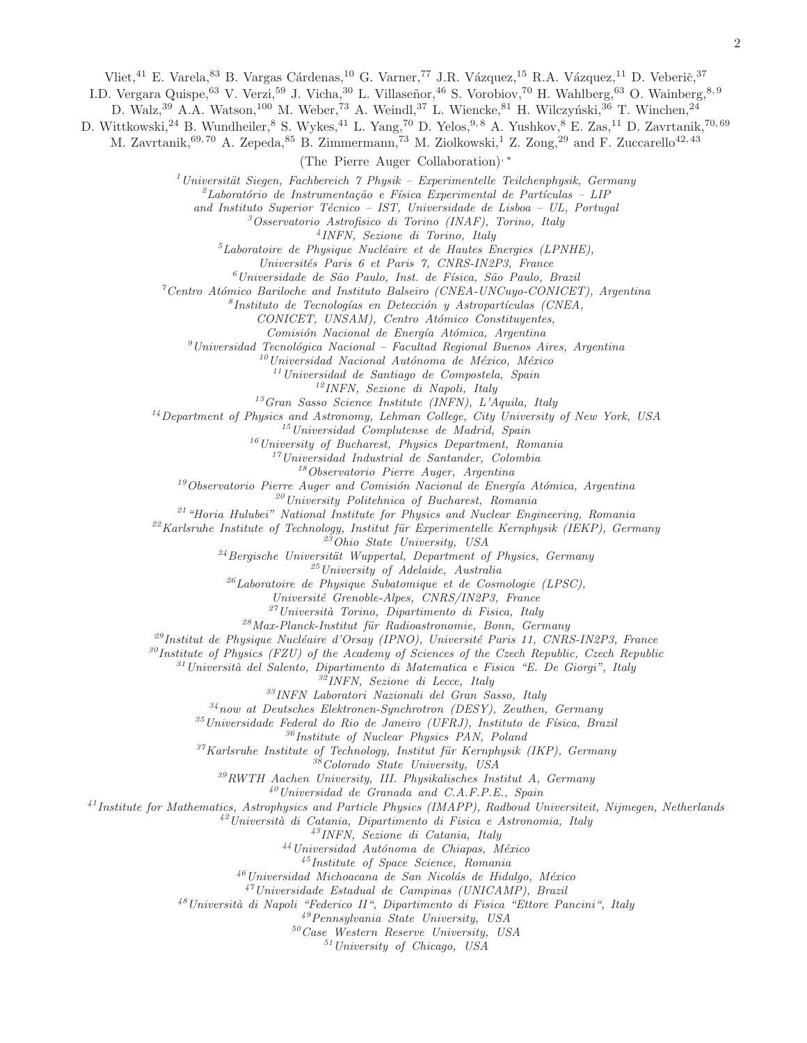Vliet,[41] E. Varela,[83] B. Vargas Cárdenas,[10] G. Varner,[77] J.R. Vázquez,[15] R.A. Vázquez,[11] D. Veberič,[37] I.D. Vergara Quispe,[63] V. Verzi,[59] J. Vicha,[30] L. Villaseñor,[46] S. Vorobiov,[70] H. Wahlberg,[63] O. Wainberg,[8,9] D. Walz,[39] A.A. Watson,[100] M. Weber,[73] A. Weindl,[37] L. Wiencke,[81] H. Wilczyński,[36] T. Winchen,[24] D. Wittkowski,[24] B. Wundheiler,[8] S. Wykes,[41] L. Yang,[70] D. Yelos,[9,8] A. Yushkov,[8] E. Zas,[11] D. Zavrtanik,[70,69] M. Zavrtanik,[69,70] A. Zepeda,[85] B. Zimmermann,[73] M. Ziolkowski,[1] Z. Zong,[29] and F. Zuccarello[42,43]

(The Pierre Auger Collaboration)[,*]

[1] *Universität Siegen, Fachbereich 7 Physik – Experimentelle Teilchenphysik, Germany*
[2] *Laboratório de Instrumentação e Física Experimental de Partículas – LIP and Instituto Superior Técnico – IST, Universidade de Lisboa – UL, Portugal*
[3] *Osservatorio Astrofisico di Torino (INAF), Torino, Italy*
[4] *INFN, Sezione di Torino, Italy*
[5] *Laboratoire de Physique Nucléaire et de Hautes Energies (LPNHE), Universités Paris 6 et Paris 7, CNRS-IN2P3, France*
[6] *Universidade de São Paulo, Inst. de Física, São Paulo, Brazil*
[7] *Centro Atómico Bariloche and Instituto Balseiro (CNEA-UNCuyo-CONICET), Argentina*
[8] *Instituto de Tecnologías en Detección y Astropartículas (CNEA, CONICET, UNSAM), Centro Atómico Constituyentes, Comisión Nacional de Energía Atómica, Argentina*
[9] *Universidad Tecnológica Nacional – Facultad Regional Buenos Aires, Argentina*
[10] *Universidad Nacional Autónoma de México, México*
[11] *Universidad de Santiago de Compostela, Spain*
[12] *INFN, Sezione di Napoli, Italy*
[13] *Gran Sasso Science Institute (INFN), L'Aquila, Italy*
[14] *Department of Physics and Astronomy, Lehman College, City University of New York, USA*
[15] *Universidad Complutense de Madrid, Spain*
[16] *University of Bucharest, Physics Department, Romania*
[17] *Universidad Industrial de Santander, Colombia*
[18] *Observatorio Pierre Auger, Argentina*
[19] *Observatorio Pierre Auger and Comisión Nacional de Energía Atómica, Argentina*
[20] *University Politehnica of Bucharest, Romania*
[21] *"Horia Hulubei" National Institute for Physics and Nuclear Engineering, Romania*
[22] *Karlsruhe Institute of Technology, Institut für Experimentelle Kernphysik (IEKP), Germany*
[23] *Ohio State University, USA*
[24] *Bergische Universität Wuppertal, Department of Physics, Germany*
[25] *University of Adelaide, Australia*
[26] *Laboratoire de Physique Subatomique et de Cosmologie (LPSC), Université Grenoble-Alpes, CNRS/IN2P3, France*
[27] *Università Torino, Dipartimento di Fisica, Italy*
[28] *Max-Planck-Institut für Radioastronomie, Bonn, Germany*
[29] *Institut de Physique Nucléaire d'Orsay (IPNO), Université Paris 11, CNRS-IN2P3, France*
[30] *Institute of Physics (FZU) of the Academy of Sciences of the Czech Republic, Czech Republic*
[31] *Università del Salento, Dipartimento di Matematica e Fisica "E. De Giorgi", Italy*
[32] *INFN, Sezione di Lecce, Italy*
[33] *INFN Laboratori Nazionali del Gran Sasso, Italy*
[34] *now at Deutsches Elektronen-Synchrotron (DESY), Zeuthen, Germany*
[35] *Universidade Federal do Rio de Janeiro (UFRJ), Instituto de Física, Brazil*
[36] *Institute of Nuclear Physics PAN, Poland*
[37] *Karlsruhe Institute of Technology, Institut für Kernphysik (IKP), Germany*
[38] *Colorado State University, USA*
[39] *RWTH Aachen University, III. Physikalisches Institut A, Germany*
[40] *Universidad de Granada and C.A.F.P.E., Spain*
[41] *Institute for Mathematics, Astrophysics and Particle Physics (IMAPP), Radboud Universiteit, Nijmegen, Netherlands*
[42] *Università di Catania, Dipartimento di Fisica e Astronomia, Italy*
[43] *INFN, Sezione di Catania, Italy*
[44] *Universidad Autónoma de Chiapas, México*
[45] *Institute of Space Science, Romania*
[46] *Universidad Michoacana de San Nicolás de Hidalgo, México*
[47] *Universidade Estadual de Campinas (UNICAMP), Brazil*
[48] *Università di Napoli "Federico II", Dipartimento di Fisica "Ettore Pancini", Italy*
[49] *Pennsylvania State University, USA*
[50] *Case Western Reserve University, USA*
[51] *University of Chicago, USA*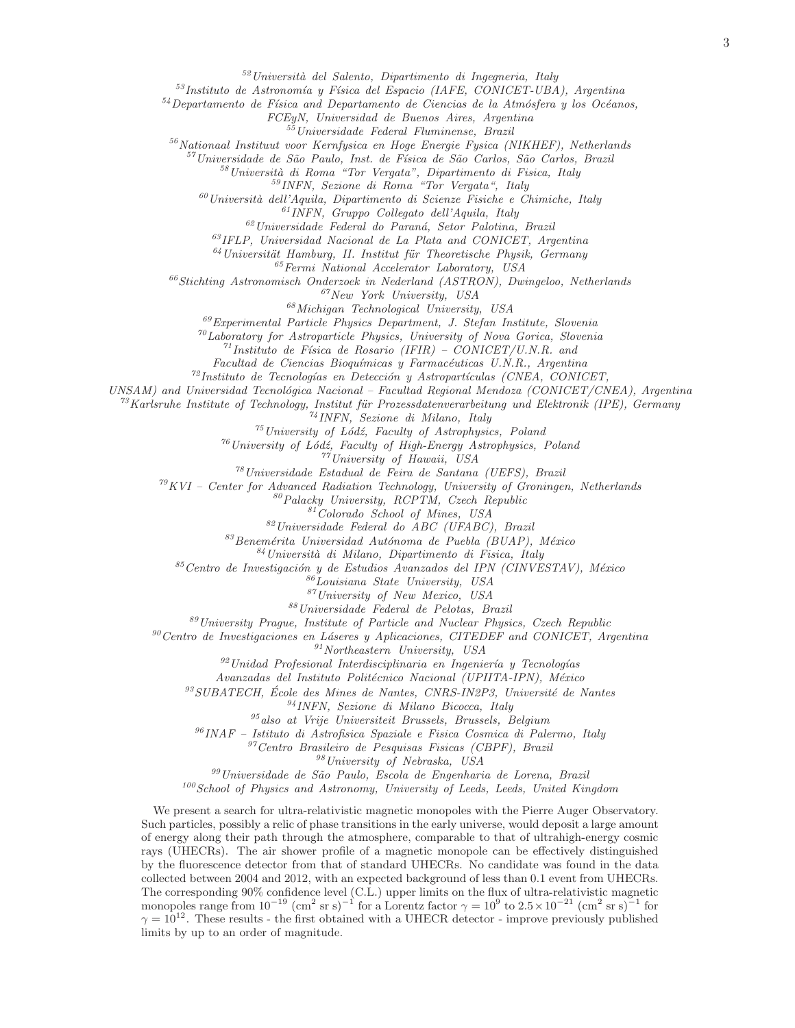[52] Università del Salento, Dipartimento di Ingegneria, Italy

[53] Instituto de Astronomía y Física del Espacio (IAFE, CONICET-UBA), Argentina

[54] Departamento de Física and Departamento de Ciencias de la Atmósfera y los Océanos, FCEyN, Universidad de Buenos Aires, Argentina

[55] Universidade Federal Fluminense, Brazil

[56] Nationaal Instituut voor Kernfysica en Hoge Energie Fysica (NIKHEF), Netherlands

[57] Universidade de São Paulo, Inst. de Física de São Carlos, São Carlos, Brazil

[58] Università di Roma "Tor Vergata", Dipartimento di Fisica, Italy

[59] INFN, Sezione di Roma "Tor Vergata", Italy

[60] Università dell'Aquila, Dipartimento di Scienze Fisiche e Chimiche, Italy

[61] INFN, Gruppo Collegato dell'Aquila, Italy

[62] Universidade Federal do Paraná, Setor Palotina, Brazil

[63] IFLP, Universidad Nacional de La Plata and CONICET, Argentina

[64] Universität Hamburg, II. Institut für Theoretische Physik, Germany

[65] Fermi National Accelerator Laboratory, USA

[66] Stichting Astronomisch Onderzoek in Nederland (ASTRON), Dwingeloo, Netherlands

[67] New York University, USA

[68] Michigan Technological University, USA

[69] Experimental Particle Physics Department, J. Stefan Institute, Slovenia

[70] Laboratory for Astroparticle Physics, University of Nova Gorica, Slovenia

[71] Instituto de Física de Rosario (IFIR) – CONICET/U.N.R. and Facultad de Ciencias Bioquímicas y Farmacéuticas U.N.R., Argentina

[72] Instituto de Tecnologías en Detección y Astropartículas (CNEA, CONICET, UNSAM) and Universidad Tecnológica Nacional – Facultad Regional Mendoza (CONICET/CNEA), Argentina

[73] Karlsruhe Institute of Technology, Institut für Prozessdatenverarbeitung und Elektronik (IPE), Germany

[74] INFN, Sezione di Milano, Italy

[75] University of Łódź, Faculty of Astrophysics, Poland

[76] University of Łódź, Faculty of High-Energy Astrophysics, Poland

[77] University of Hawaii, USA

[78] Universidade Estadual de Feira de Santana (UEFS), Brazil

[79] KVI – Center for Advanced Radiation Technology, University of Groningen, Netherlands

[80] Palacky University, RCPTM, Czech Republic

[81] Colorado School of Mines, USA

[82] Universidade Federal do ABC (UFABC), Brazil

[83] Benemérita Universidad Autónoma de Puebla (BUAP), México

[84] Università di Milano, Dipartimento di Fisica, Italy

[85] Centro de Investigación y de Estudios Avanzados del IPN (CINVESTAV), México

[86] Louisiana State University, USA

[87] University of New Mexico, USA

[88] Universidade Federal de Pelotas, Brazil

[89] University Prague, Institute of Particle and Nuclear Physics, Czech Republic

[90] Centro de Investigaciones en Láseres y Aplicaciones, CITEDEF and CONICET, Argentina

[91] Northeastern University, USA

[92] Unidad Profesional Interdisciplinaria en Ingeniería y Tecnologías Avanzadas del Instituto Politécnico Nacional (UPIITA-IPN), México

[93] SUBATECH, École des Mines de Nantes, CNRS-IN2P3, Université de Nantes

[94] INFN, Sezione di Milano Bicocca, Italy

[95] also at Vrije Universiteit Brussels, Brussels, Belgium

[96] INAF – Istituto di Astrofisica Spaziale e Fisica Cosmica di Palermo, Italy

[97] Centro Brasileiro de Pesquisas Fisicas (CBPF), Brazil

[98] University of Nebraska, USA

[99] Universidade de São Paulo, Escola de Engenharia de Lorena, Brazil

[100] School of Physics and Astronomy, University of Leeds, Leeds, United Kingdom

We present a search for ultra-relativistic magnetic monopoles with the Pierre Auger Observatory. Such particles, possibly a relic of phase transitions in the early universe, would deposit a large amount of energy along their path through the atmosphere, comparable to that of ultrahigh-energy cosmic rays (UHECRs). The air shower profile of a magnetic monopole can be effectively distinguished by the fluorescence detector from that of standard UHECRs. No candidate was found in the data collected between 2004 and 2012, with an expected background of less than 0.1 event from UHECRs. The corresponding 90% confidence level (C.L.) upper limits on the flux of ultra-relativistic magnetic monopoles range from $10^{-19}$ (cm$^2$ sr s)$^{-1}$ for a Lorentz factor $\gamma = 10^9$ to $2.5 \times 10^{-21}$ (cm$^2$ sr s)$^{-1}$ for $\gamma = 10^{12}$. These results - the first obtained with a UHECR detector - improve previously published limits by up to an order of magnitude.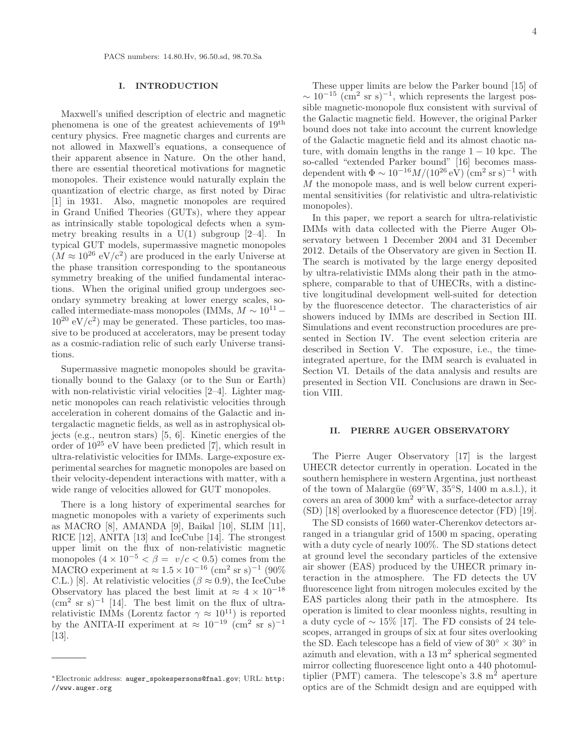PACS numbers: 14.80.Hv, 96.50.sd, 98.70.Sa

## I. INTRODUCTION

Maxwell's unified description of electric and magnetic phenomena is one of the greatest achievements of 19$^{\text{th}}$ century physics. Free magnetic charges and currents are not allowed in Maxwell's equations, a consequence of their apparent absence in Nature. On the other hand, there are essential theoretical motivations for magnetic monopoles. Their existence would naturally explain the quantization of electric charge, as first noted by Dirac [1] in 1931. Also, magnetic monopoles are required in Grand Unified Theories (GUTs), where they appear as intrinsically stable topological defects when a symmetry breaking results in a U(1) subgroup [2–4]. In typical GUT models, supermassive magnetic monopoles ($M \approx 10^{26}$ eV/c$^2$) are produced in the early Universe at the phase transition corresponding to the spontaneous symmetry breaking of the unified fundamental interactions. When the original unified group undergoes secondary symmetry breaking at lower energy scales, so-called intermediate-mass monopoles (IMMs, $M \sim 10^{11} - 10^{20}$ eV/c$^2$) may be generated. These particles, too massive to be produced at accelerators, may be present today as a cosmic-radiation relic of such early Universe transitions.

Supermassive magnetic monopoles should be gravitationally bound to the Galaxy (or to the Sun or Earth) with non-relativistic virial velocities [2–4]. Lighter magnetic monopoles can reach relativistic velocities through acceleration in coherent domains of the Galactic and intergalactic magnetic fields, as well as in astrophysical objects (e.g., neutron stars) [5, 6]. Kinetic energies of the order of $10^{25}$ eV have been predicted [7], which result in ultra-relativistic velocities for IMMs. Large-exposure experimental searches for magnetic monopoles are based on their velocity-dependent interactions with matter, with a wide range of velocities allowed for GUT monopoles.

There is a long history of experimental searches for magnetic monopoles with a variety of experiments such as MACRO [8], AMANDA [9], Baikal [10], SLIM [11], RICE [12], ANITA [13] and IceCube [14]. The strongest upper limit on the flux of non-relativistic magnetic monopoles ($4 \times 10^{-5} < \beta = v/c < 0.5$) comes from the MACRO experiment at $\approx 1.5 \times 10^{-16}$ (cm$^2$ sr s)$^{-1}$ (90% C.L.) [8]. At relativistic velocities ($\beta \approx 0.9$), the IceCube Observatory has placed the best limit at $\approx 4 \times 10^{-18}$ (cm$^2$ sr s)$^{-1}$ [14]. The best limit on the flux of ultra-relativistic IMMs (Lorentz factor $\gamma \approx 10^{11}$) is reported by the ANITA-II experiment at $\approx 10^{-19}$ (cm$^2$ sr s)$^{-1}$ [13].

These upper limits are below the Parker bound [15] of $\sim 10^{-15}$ (cm$^2$ sr s)$^{-1}$, which represents the largest possible magnetic-monopole flux consistent with survival of the Galactic magnetic field. However, the original Parker bound does not take into account the current knowledge of the Galactic magnetic field and its almost chaotic nature, with domain lengths in the range $1 - 10$ kpc. The so-called "extended Parker bound" [16] becomes mass-dependent with $\Phi \sim 10^{-16} M/(10^{26}\,\text{eV})$ (cm$^2$ sr s)$^{-1}$ with $M$ the monopole mass, and is well below current experimental sensitivities (for relativistic and ultra-relativistic monopoles).

In this paper, we report a search for ultra-relativistic IMMs with data collected with the Pierre Auger Observatory between 1 December 2004 and 31 December 2012. Details of the Observatory are given in Section II. The search is motivated by the large energy deposited by ultra-relativistic IMMs along their path in the atmosphere, comparable to that of UHECRs, with a distinctive longitudinal development well-suited for detection by the fluorescence detector. The characteristics of air showers induced by IMMs are described in Section III. Simulations and event reconstruction procedures are presented in Section IV. The event selection criteria are described in Section V. The exposure, i.e., the time-integrated aperture, for the IMM search is evaluated in Section VI. Details of the data analysis and results are presented in Section VII. Conclusions are drawn in Section VIII.

## II. PIERRE AUGER OBSERVATORY

The Pierre Auger Observatory [17] is the largest UHECR detector currently in operation. Located in the southern hemisphere in western Argentina, just northeast of the town of Malargüe (69°W, 35°S, 1400 m a.s.l.), it covers an area of 3000 km$^2$ with a surface-detector array (SD) [18] overlooked by a fluorescence detector (FD) [19].

The SD consists of 1660 water-Cherenkov detectors arranged in a triangular grid of 1500 m spacing, operating with a duty cycle of nearly 100%. The SD stations detect at ground level the secondary particles of the extensive air shower (EAS) produced by the UHECR primary interaction in the atmosphere. The FD detects the UV fluorescence light from nitrogen molecules excited by the EAS particles along their path in the atmosphere. Its operation is limited to clear moonless nights, resulting in a duty cycle of $\sim 15\%$ [17]. The FD consists of 24 telescopes, arranged in groups of six at four sites overlooking the SD. Each telescope has a field of view of $30^\circ \times 30^\circ$ in azimuth and elevation, with a 13 m$^2$ spherical segmented mirror collecting fluorescence light onto a 440 photomultiplier (PMT) camera. The telescope's 3.8 m$^2$ aperture optics are of the Schmidt design and are equipped with

*Electronic address: auger_spokespersons@fnal.gov; URL: http://www.auger.org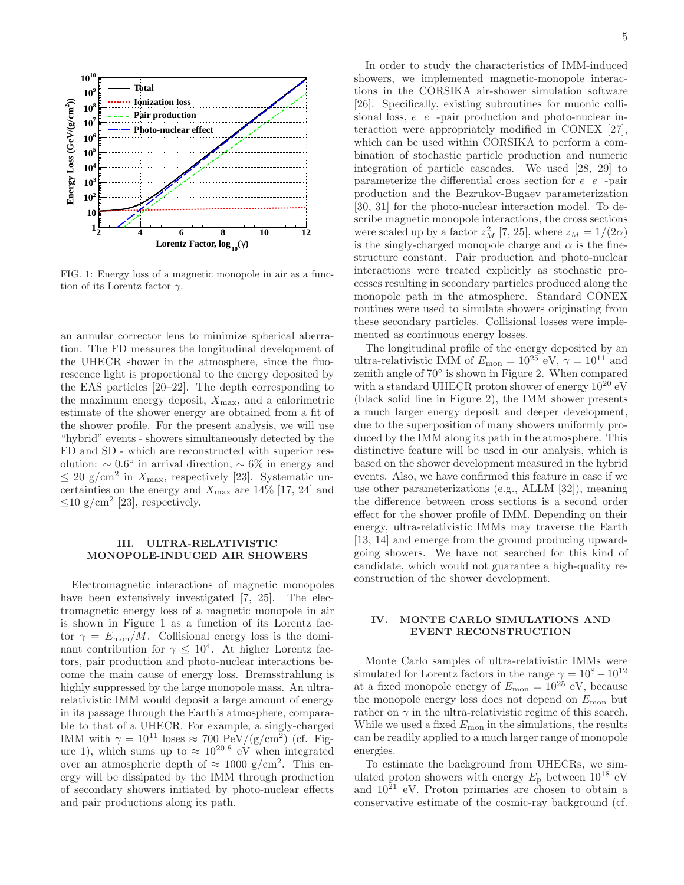FIG. 1: Energy loss of a magnetic monopole in air as a function of its Lorentz factor $\gamma$.

an annular corrector lens to minimize spherical aberration. The FD measures the longitudinal development of the UHECR shower in the atmosphere, since the fluorescence light is proportional to the energy deposited by the EAS particles [20–22]. The depth corresponding to the maximum energy deposit, $X_{\max}$, and a calorimetric estimate of the shower energy are obtained from a fit of the shower profile. For the present analysis, we will use "hybrid" events - showers simultaneously detected by the FD and SD - which are reconstructed with superior resolution: $\sim 0.6^{\circ}$ in arrival direction, $\sim 6\%$ in energy and $\leq 20$ g/cm$^2$ in $X_{\max}$, respectively [23]. Systematic uncertainties on the energy and $X_{\max}$ are 14% [17, 24] and $\leq$10 g/cm$^2$ [23], respectively.

## III. ULTRA-RELATIVISTIC MONOPOLE-INDUCED AIR SHOWERS

Electromagnetic interactions of magnetic monopoles have been extensively investigated [7, 25]. The electromagnetic energy loss of a magnetic monopole in air is shown in Figure 1 as a function of its Lorentz factor $\gamma = E_{\text{mon}}/M$. Collisional energy loss is the dominant contribution for $\gamma \leq 10^4$. At higher Lorentz factors, pair production and photo-nuclear interactions become the main cause of energy loss. Bremsstrahlung is highly suppressed by the large monopole mass. An ultra-relativistic IMM would deposit a large amount of energy in its passage through the Earth's atmosphere, comparable to that of a UHECR. For example, a singly-charged IMM with $\gamma = 10^{11}$ loses $\approx 700$ PeV/(g/cm$^2$) (cf. Figure 1), which sums up to $\approx 10^{20.8}$ eV when integrated over an atmospheric depth of $\approx 1000$ g/cm$^2$. This energy will be dissipated by the IMM through production of secondary showers initiated by photo-nuclear effects and pair productions along its path.

In order to study the characteristics of IMM-induced showers, we implemented magnetic-monopole interactions in the CORSIKA air-shower simulation software [26]. Specifically, existing subroutines for muonic collisional loss, $e^+e^-$-pair production and photo-nuclear interaction were appropriately modified in CONEX [27], which can be used within CORSIKA to perform a combination of stochastic particle production and numeric integration of particle cascades. We used [28, 29] to parameterize the differential cross section for $e^+e^-$-pair production and the Bezrukov-Bugaev parameterization [30, 31] for the photo-nuclear interaction model. To describe magnetic monopole interactions, the cross sections were scaled up by a factor $z_M^2$ [7, 25], where $z_M = 1/(2\alpha)$ is the singly-charged monopole charge and $\alpha$ is the fine-structure constant. Pair production and photo-nuclear interactions were treated explicitly as stochastic processes resulting in secondary particles produced along the monopole path in the atmosphere. Standard CONEX routines were used to simulate showers originating from these secondary particles. Collisional losses were implemented as continuous energy losses.

The longitudinal profile of the energy deposited by an ultra-relativistic IMM of $E_{\text{mon}} = 10^{25}$ eV, $\gamma = 10^{11}$ and zenith angle of $70^{\circ}$ is shown in Figure 2. When compared with a standard UHECR proton shower of energy $10^{20}$ eV (black solid line in Figure 2), the IMM shower presents a much larger energy deposit and deeper development, due to the superposition of many showers uniformly produced by the IMM along its path in the atmosphere. This distinctive feature will be used in our analysis, which is based on the shower development measured in the hybrid events. Also, we have confirmed this feature in case if we use other parameterizations (e.g., ALLM [32]), meaning the difference between cross sections is a second order effect for the shower profile of IMM. Depending on their energy, ultra-relativistic IMMs may traverse the Earth [13, 14] and emerge from the ground producing upward-going showers. We have not searched for this kind of candidate, which would not guarantee a high-quality reconstruction of the shower development.

## IV. MONTE CARLO SIMULATIONS AND EVENT RECONSTRUCTION

Monte Carlo samples of ultra-relativistic IMMs were simulated for Lorentz factors in the range $\gamma = 10^8 - 10^{12}$ at a fixed monopole energy of $E_{\text{mon}} = 10^{25}$ eV, because the monopole energy loss does not depend on $E_{\text{mon}}$ but rather on $\gamma$ in the ultra-relativistic regime of this search. While we used a fixed $E_{\text{mon}}$ in the simulations, the results can be readily applied to a much larger range of monopole energies.

To estimate the background from UHECRs, we simulated proton showers with energy $E_{\text{p}}$ between $10^{18}$ eV and $10^{21}$ eV. Proton primaries are chosen to obtain a conservative estimate of the cosmic-ray background (cf.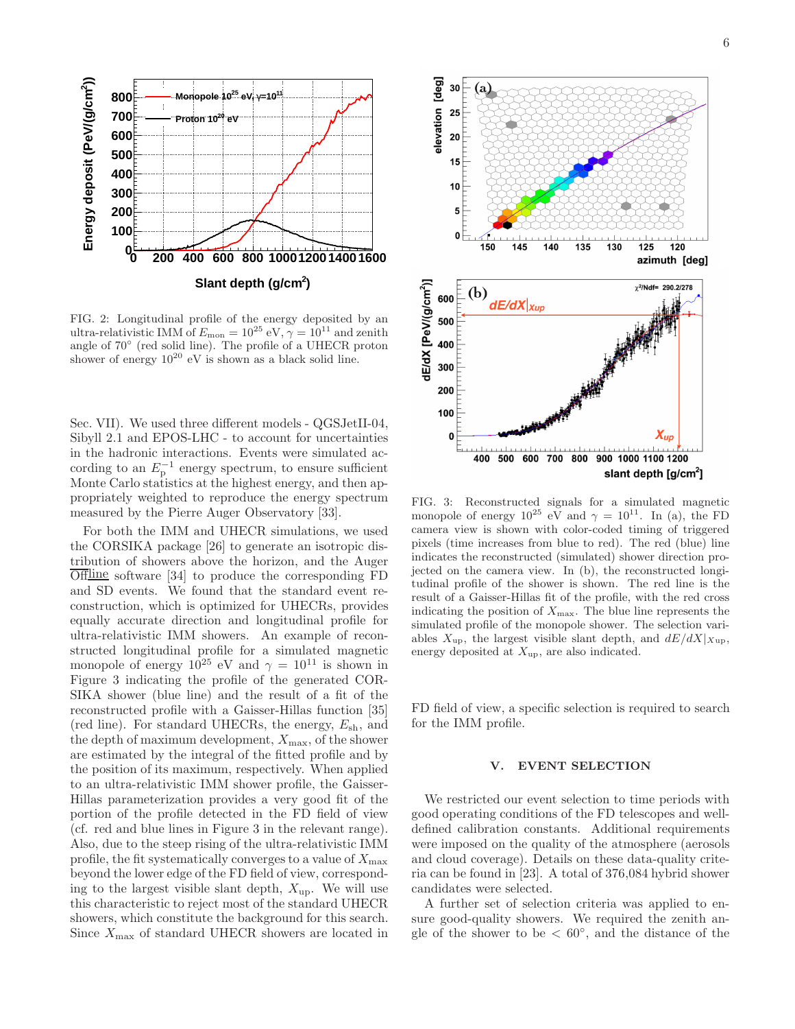FIG. 2: Longitudinal profile of the energy deposited by an ultra-relativistic IMM of $E_{\rm mon} = 10^{25}$ eV, $\gamma = 10^{11}$ and zenith angle of 70° (red solid line). The profile of a UHECR proton shower of energy $10^{20}$ eV is shown as a black solid line.

Sec. VII). We used three different models - QGSJetII-04, Sibyll 2.1 and EPOS-LHC - to account for uncertainties in the hadronic interactions. Events were simulated according to an $E_{\rm p}^{-1}$ energy spectrum, to ensure sufficient Monte Carlo statistics at the highest energy, and then appropriately weighted to reproduce the energy spectrum measured by the Pierre Auger Observatory [33].

For both the IMM and UHECR simulations, we used the CORSIKA package [26] to generate an isotropic distribution of showers above the horizon, and the Auger Offline software [34] to produce the corresponding FD and SD events. We found that the standard event reconstruction, which is optimized for UHECRs, provides equally accurate direction and longitudinal profile for ultra-relativistic IMM showers. An example of reconstructed longitudinal profile for a simulated magnetic monopole of energy $10^{25}$ eV and $\gamma = 10^{11}$ is shown in Figure 3 indicating the profile of the generated CORSIKA shower (blue line) and the result of a fit of the reconstructed profile with a Gaisser-Hillas function [35] (red line). For standard UHECRs, the energy, $E_{\rm sh}$, and the depth of maximum development, $X_{\rm max}$, of the shower are estimated by the integral of the fitted profile and by the position of its maximum, respectively. When applied to an ultra-relativistic IMM shower profile, the Gaisser-Hillas parameterization provides a very good fit of the portion of the profile detected in the FD field of view (cf. red and blue lines in Figure 3 in the relevant range). Also, due to the steep rising of the ultra-relativistic IMM profile, the fit systematically converges to a value of $X_{\rm max}$ beyond the lower edge of the FD field of view, corresponding to the largest visible slant depth, $X_{\rm up}$. We will use this characteristic to reject most of the standard UHECR showers, which constitute the background for this search. Since $X_{\rm max}$ of standard UHECR showers are located in

FIG. 3: Reconstructed signals for a simulated magnetic monopole of energy $10^{25}$ eV and $\gamma = 10^{11}$. In (a), the FD camera view is shown with color-coded timing of triggered pixels (time increases from blue to red). The red (blue) line indicates the reconstructed (simulated) shower direction projected on the camera view. In (b), the reconstructed longitudinal profile of the shower is shown. The red line is the result of a Gaisser-Hillas fit of the profile, with the red cross indicating the position of $X_{\rm max}$. The blue line represents the simulated profile of the monopole shower. The selection variables $X_{\rm up}$, the largest visible slant depth, and $dE/dX|_{X{\rm up}}$, energy deposited at $X_{\rm up}$, are also indicated.

FD field of view, a specific selection is required to search for the IMM profile.

## V. EVENT SELECTION

We restricted our event selection to time periods with good operating conditions of the FD telescopes and well-defined calibration constants. Additional requirements were imposed on the quality of the atmosphere (aerosols and cloud coverage). Details on these data-quality criteria can be found in [23]. A total of 376,084 hybrid shower candidates were selected.

A further set of selection criteria was applied to ensure good-quality showers. We required the zenith angle of the shower to be $< 60°$, and the distance of the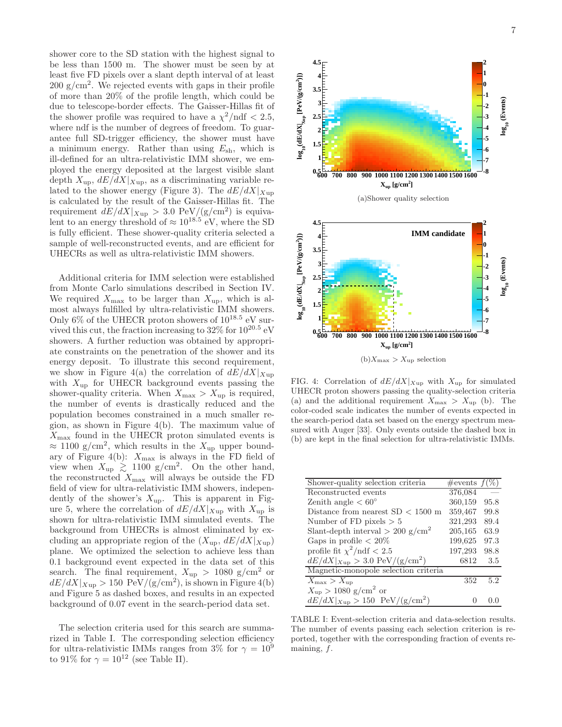shower core to the SD station with the highest signal to be less than 1500 m. The shower must be seen by at least five FD pixels over a slant depth interval of at least 200 g/cm$^2$. We rejected events with gaps in their profile of more than 20% of the profile length, which could be due to telescope-border effects. The Gaisser-Hillas fit of the shower profile was required to have a $\chi^2/\text{ndf} < 2.5$, where ndf is the number of degrees of freedom. To guarantee full SD-trigger efficiency, the shower must have a minimum energy. Rather than using $E_{\text{sh}}$, which is ill-defined for an ultra-relativistic IMM shower, we employed the energy deposited at the largest visible slant depth $X_{\text{up}}$, $dE/dX|_{X\text{up}}$, as a discriminating variable related to the shower energy (Figure 3). The $dE/dX|_{X\text{up}}$ is calculated by the result of the Gaisser-Hillas fit. The requirement $dE/dX|_{X\text{up}} > 3.0$ PeV/(g/cm$^2$) is equivalent to an energy threshold of $\approx 10^{18.5}$ eV, where the SD is fully efficient. These shower-quality criteria selected a sample of well-reconstructed events, and are efficient for UHECRs as well as ultra-relativistic IMM showers.

Additional criteria for IMM selection were established from Monte Carlo simulations described in Section IV. We required $X_{\max}$ to be larger than $X_{\text{up}}$, which is almost always fulfilled by ultra-relativistic IMM showers. Only 6% of the UHECR proton showers of $10^{18.5}$ eV survived this cut, the fraction increasing to 32% for $10^{20.5}$ eV showers. A further reduction was obtained by appropriate constraints on the penetration of the shower and its energy deposit. To illustrate this second requirement, we show in Figure 4(a) the correlation of $dE/dX|_{X\text{up}}$ with $X_{\text{up}}$ for UHECR background events passing the shower-quality criteria. When $X_{\max} > X_{\text{up}}$ is required, the number of events is drastically reduced and the population becomes constrained in a much smaller region, as shown in Figure 4(b). The maximum value of $X_{\max}$ found in the UHECR proton simulated events is $\approx 1100$ g/cm$^2$, which results in the $X_{\text{up}}$ upper boundary of Figure 4(b): $X_{\max}$ is always in the FD field of view when $X_{\text{up}} \gtrsim 1100$ g/cm$^2$. On the other hand, the reconstructed $X_{\max}$ will always be outside the FD field of view for ultra-relativistic IMM showers, independently of the shower's $X_{\text{up}}$. This is apparent in Figure 5, where the correlation of $dE/dX|_{X\text{up}}$ with $X_{\text{up}}$ is shown for ultra-relativistic IMM simulated events. The background from UHECRs is almost eliminated by excluding an appropriate region of the ($X_{\text{up}}$, $dE/dX|_{X\text{up}}$) plane. We optimized the selection to achieve less than 0.1 background event expected in the data set of this search. The final requirement, $X_{\text{up}} > 1080$ g/cm$^2$ or $dE/dX|_{X\text{up}} > 150$ PeV/(g/cm$^2$), is shown in Figure 4(b) and Figure 5 as dashed boxes, and results in an expected background of 0.07 event in the search-period data set.

The selection criteria used for this search are summarized in Table I. The corresponding selection efficiency for ultra-relativistic IMMs ranges from 3% for $\gamma = 10^9$ to 91% for $\gamma = 10^{12}$ (see Table II).

(a)Shower quality selection

(b)$X_{\max} > X_{\text{up}}$ selection

FIG. 4: Correlation of $dE/dX|_{X\text{up}}$ with $X_{\text{up}}$ for simulated UHECR proton showers passing the quality-selection criteria (a) and the additional requirement $X_{\max} > X_{\text{up}}$ (b). The color-coded scale indicates the number of events expected in the search-period data set based on the energy spectrum measured with Auger [33]. Only events outside the dashed box in (b) are kept in the final selection for ultra-relativistic IMMs.

| Shower-quality selection criteria | #events | $f$(%) |
|---|---|---|
| Reconstructed events | 376,084 | — |
| Zenith angle $< 60^\circ$ | 360,159 | 95.8 |
| Distance from nearest SD $< 1500$ m | 359,467 | 99.8 |
| Number of FD pixels $> 5$ | 321,293 | 89.4 |
| Slant-depth interval $> 200$ g/cm$^2$ | 205,165 | 63.9 |
| Gaps in profile $< 20\%$ | 199,625 | 97.3 |
| profile fit $\chi^2/\text{ndf} < 2.5$ | 197,293 | 98.8 |
| $dE/dX\|_{X\text{up}} > 3.0$ PeV/(g/cm$^2$) | 6812 | 3.5 |
| Magnetic-monopole selection criteria | | |
| $X_{\max} > X_{\text{up}}$ | 352 | 5.2 |
| $X_{\text{up}} > 1080$ g/cm$^2$ or $dE/dX\|_{X\text{up}} > 150$ PeV/(g/cm$^2$) | 0 | 0.0 |

TABLE I: Event-selection criteria and data-selection results. The number of events passing each selection criterion is reported, together with the corresponding fraction of events remaining, $f$.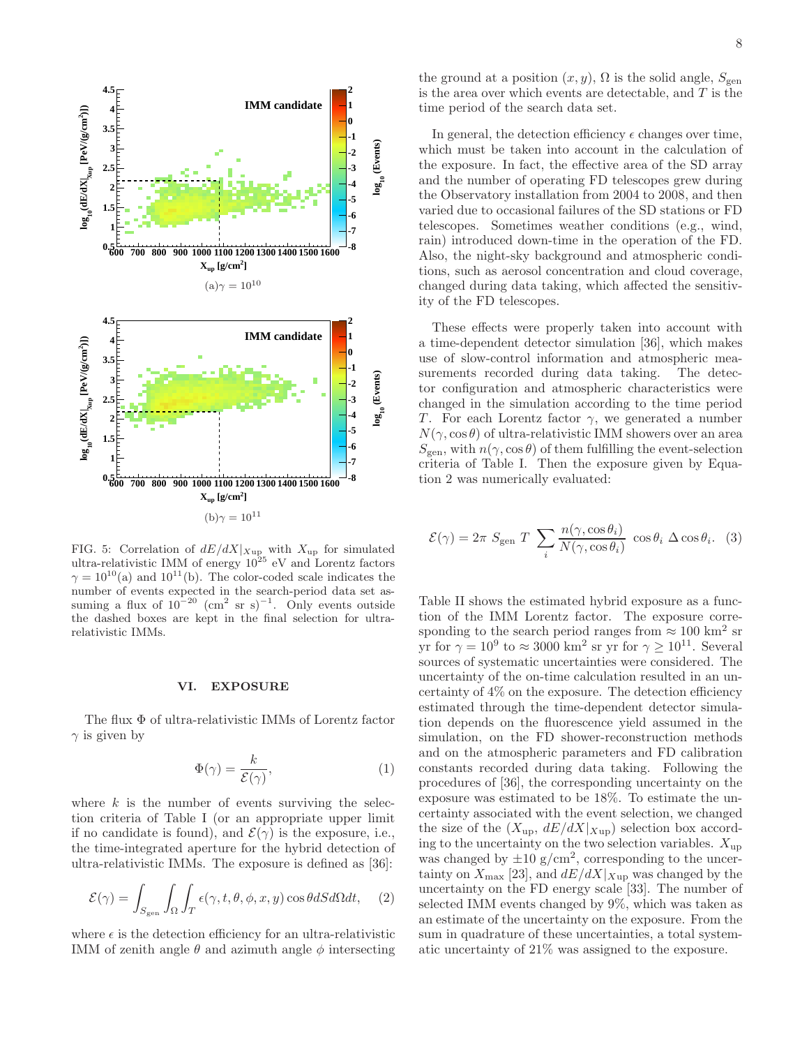(a) $\gamma = 10^{10}$

(b) $\gamma = 10^{11}$

FIG. 5: Correlation of $dE/dX|_{X\text{up}}$ with $X_{\text{up}}$ for simulated ultra-relativistic IMM of energy $10^{25}$ eV and Lorentz factors $\gamma = 10^{10}$(a) and $10^{11}$(b). The color-coded scale indicates the number of events expected in the search-period data set assuming a flux of $10^{-20}$ (cm$^2$ sr s)$^{-1}$. Only events outside the dashed boxes are kept in the final selection for ultra-relativistic IMMs.

## VI. EXPOSURE

The flux $\Phi$ of ultra-relativistic IMMs of Lorentz factor $\gamma$ is given by

$$\Phi(\gamma) = \frac{k}{\mathcal{E}(\gamma)}, \tag{1}$$

where $k$ is the number of events surviving the selection criteria of Table I (or an appropriate upper limit if no candidate is found), and $\mathcal{E}(\gamma)$ is the exposure, i.e., the time-integrated aperture for the hybrid detection of ultra-relativistic IMMs. The exposure is defined as [36]:

$$\mathcal{E}(\gamma) = \int_{S_{\text{gen}}} \int_{\Omega} \int_{T} \epsilon(\gamma, t, \theta, \phi, x, y) \cos\theta dS d\Omega dt, \tag{2}$$

where $\epsilon$ is the detection efficiency for an ultra-relativistic IMM of zenith angle $\theta$ and azimuth angle $\phi$ intersecting the ground at a position $(x, y)$, $\Omega$ is the solid angle, $S_{\text{gen}}$ is the area over which events are detectable, and $T$ is the time period of the search data set.

In general, the detection efficiency $\epsilon$ changes over time, which must be taken into account in the calculation of the exposure. In fact, the effective area of the SD array and the number of operating FD telescopes grew during the Observatory installation from 2004 to 2008, and then varied due to occasional failures of the SD stations or FD telescopes. Sometimes weather conditions (e.g., wind, rain) introduced down-time in the operation of the FD. Also, the night-sky background and atmospheric conditions, such as aerosol concentration and cloud coverage, changed during data taking, which affected the sensitivity of the FD telescopes.

These effects were properly taken into account with a time-dependent detector simulation [36], which makes use of slow-control information and atmospheric measurements recorded during data taking. The detector configuration and atmospheric characteristics were changed in the simulation according to the time period $T$. For each Lorentz factor $\gamma$, we generated a number $N(\gamma, \cos\theta)$ of ultra-relativistic IMM showers over an area $S_{\text{gen}}$, with $n(\gamma, \cos\theta)$ of them fulfilling the event-selection criteria of Table I. Then the exposure given by Equation 2 was numerically evaluated:

$$\mathcal{E}(\gamma) = 2\pi\ S_{\text{gen}}\ T\ \sum_i \frac{n(\gamma, \cos\theta_i)}{N(\gamma, \cos\theta_i)}\ \cos\theta_i\ \Delta\cos\theta_i. \tag{3}$$

Table II shows the estimated hybrid exposure as a function of the IMM Lorentz factor. The exposure corresponding to the search period ranges from $\approx 100$ km$^2$ sr yr for $\gamma = 10^9$ to $\approx 3000$ km$^2$ sr yr for $\gamma \geq 10^{11}$. Several sources of systematic uncertainties were considered. The uncertainty of the on-time calculation resulted in an uncertainty of 4% on the exposure. The detection efficiency estimated through the time-dependent detector simulation depends on the fluorescence yield assumed in the simulation, on the FD shower-reconstruction methods and on the atmospheric parameters and FD calibration constants recorded during data taking. Following the procedures of [36], the corresponding uncertainty on the exposure was estimated to be 18%. To estimate the uncertainty associated with the event selection, we changed the size of the ($X_{\text{up}}$, $dE/dX|_{X\text{up}}$) selection box according to the uncertainty on the two selection variables. $X_{\text{up}}$ was changed by $\pm 10$ g/cm$^2$, corresponding to the uncertainty on $X_{\max}$ [23], and $dE/dX|_{X\text{up}}$ was changed by the uncertainty on the FD energy scale [33]. The number of selected IMM events changed by 9%, which was taken as an estimate of the uncertainty on the exposure. From the sum in quadrature of these uncertainties, a total systematic uncertainty of 21% was assigned to the exposure.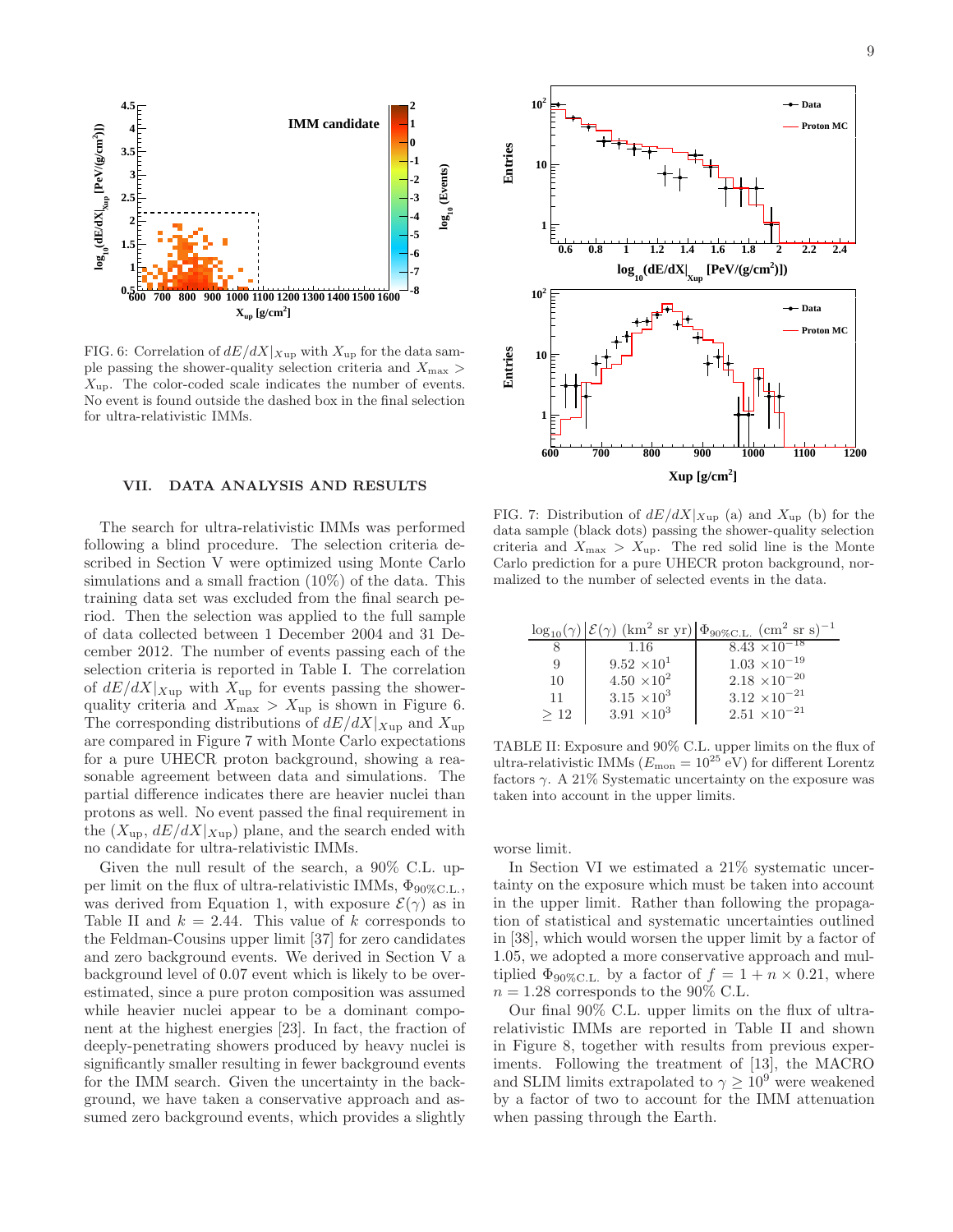FIG. 6: Correlation of $dE/dX|_{X\mathrm{up}}$ with $X_{\mathrm{up}}$ for the data sample passing the shower-quality selection criteria and $X_{\mathrm{max}} > X_{\mathrm{up}}$. The color-coded scale indicates the number of events. No event is found outside the dashed box in the final selection for ultra-relativistic IMMs.

FIG. 7: Distribution of $dE/dX|_{X\mathrm{up}}$ (a) and $X_{\mathrm{up}}$ (b) for the data sample (black dots) passing the shower-quality selection criteria and $X_{\mathrm{max}} > X_{\mathrm{up}}$. The red solid line is the Monte Carlo prediction for a pure UHECR proton background, normalized to the number of selected events in the data.

## VII. DATA ANALYSIS AND RESULTS

The search for ultra-relativistic IMMs was performed following a blind procedure. The selection criteria described in Section V were optimized using Monte Carlo simulations and a small fraction (10%) of the data. This training data set was excluded from the final search period. Then the selection was applied to the full sample of data collected between 1 December 2004 and 31 December 2012. The number of events passing each of the selection criteria is reported in Table I. The correlation of $dE/dX|_{X\mathrm{up}}$ with $X_{\mathrm{up}}$ for events passing the shower-quality criteria and $X_{\mathrm{max}} > X_{\mathrm{up}}$ is shown in Figure 6. The corresponding distributions of $dE/dX|_{X\mathrm{up}}$ and $X_{\mathrm{up}}$ are compared in Figure 7 with Monte Carlo expectations for a pure UHECR proton background, showing a reasonable agreement between data and simulations. The partial difference indicates there are heavier nuclei than protons as well. No event passed the final requirement in the $(X_{\mathrm{up}}, dE/dX|_{X\mathrm{up}})$ plane, and the search ended with no candidate for ultra-relativistic IMMs.

Given the null result of the search, a 90% C.L. upper limit on the flux of ultra-relativistic IMMs, $\Phi_{90\%\mathrm{C.L.}}$, was derived from Equation 1, with exposure $\mathcal{E}(\gamma)$ as in Table II and $k = 2.44$. This value of $k$ corresponds to the Feldman-Cousins upper limit [37] for zero candidates and zero background events. We derived in Section V a background level of 0.07 event which is likely to be overestimated, since a pure proton composition was assumed while heavier nuclei appear to be a dominant component at the highest energies [23]. In fact, the fraction of deeply-penetrating showers produced by heavy nuclei is significantly smaller resulting in fewer background events for the IMM search. Given the uncertainty in the background, we have taken a conservative approach and assumed zero background events, which provides a slightly worse limit.

| $\log_{10}(\gamma)$ | $\mathcal{E}(\gamma)$ (km$^2$ sr yr) | $\Phi_{90\%\mathrm{C.L.}}$ (cm$^2$ sr s)$^{-1}$ |
|---|---|---|
| 8 | 1.16 | $8.43 \times 10^{-18}$ |
| 9 | $9.52 \times 10^{1}$ | $1.03 \times 10^{-19}$ |
| 10 | $4.50 \times 10^{2}$ | $2.18 \times 10^{-20}$ |
| 11 | $3.15 \times 10^{3}$ | $3.12 \times 10^{-21}$ |
| $\geq 12$ | $3.91 \times 10^{3}$ | $2.51 \times 10^{-21}$ |

TABLE II: Exposure and 90% C.L. upper limits on the flux of ultra-relativistic IMMs ($E_{\mathrm{mon}} = 10^{25}$ eV) for different Lorentz factors $\gamma$. A 21% Systematic uncertainty on the exposure was taken into account in the upper limits.

In Section VI we estimated a 21% systematic uncertainty on the exposure which must be taken into account in the upper limit. Rather than following the propagation of statistical and systematic uncertainties outlined in [38], which would worsen the upper limit by a factor of 1.05, we adopted a more conservative approach and multiplied $\Phi_{90\%\mathrm{C.L.}}$ by a factor of $f = 1 + n \times 0.21$, where $n = 1.28$ corresponds to the 90% C.L.

Our final 90% C.L. upper limits on the flux of ultra-relativistic IMMs are reported in Table II and shown in Figure 8, together with results from previous experiments. Following the treatment of [13], the MACRO and SLIM limits extrapolated to $\gamma \geq 10^9$ were weakened by a factor of two to account for the IMM attenuation when passing through the Earth.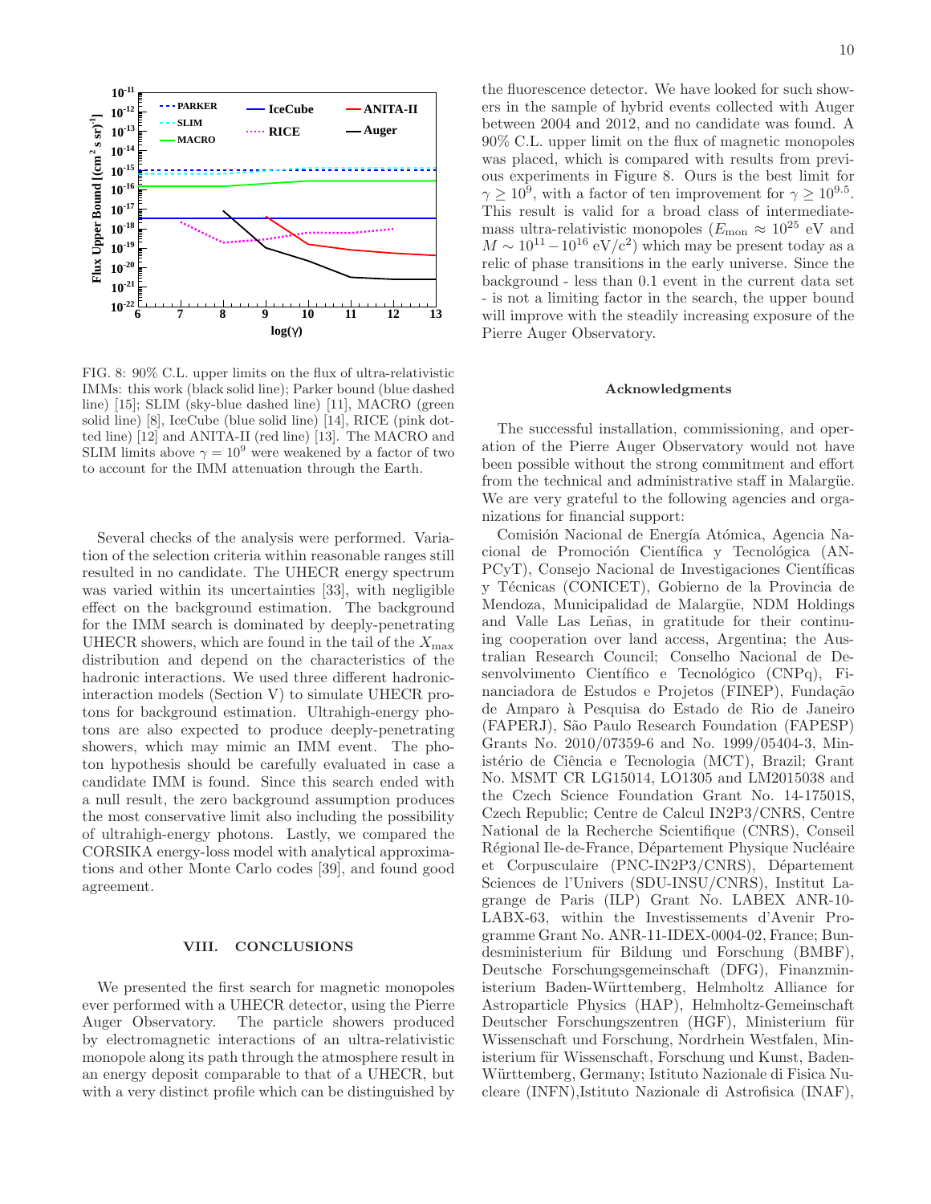FIG. 8: 90% C.L. upper limits on the flux of ultra-relativistic IMMs: this work (black solid line); Parker bound (blue dashed line) [15]; SLIM (sky-blue dashed line) [11], MACRO (green solid line) [8], IceCube (blue solid line) [14], RICE (pink dotted line) [12] and ANITA-II (red line) [13]. The MACRO and SLIM limits above $\gamma = 10^9$ were weakened by a factor of two to account for the IMM attenuation through the Earth.

Several checks of the analysis were performed. Variation of the selection criteria within reasonable ranges still resulted in no candidate. The UHECR energy spectrum was varied within its uncertainties [33], with negligible effect on the background estimation. The background for the IMM search is dominated by deeply-penetrating UHECR showers, which are found in the tail of the $X_{\rm max}$ distribution and depend on the characteristics of the hadronic interactions. We used three different hadronic-interaction models (Section V) to simulate UHECR protons for background estimation. Ultrahigh-energy photons are also expected to produce deeply-penetrating showers, which may mimic an IMM event. The photon hypothesis should be carefully evaluated in case a candidate IMM is found. Since this search ended with a null result, the zero background assumption produces the most conservative limit also including the possibility of ultrahigh-energy photons. Lastly, we compared the CORSIKA energy-loss model with analytical approximations and other Monte Carlo codes [39], and found good agreement.

## VIII. CONCLUSIONS

We presented the first search for magnetic monopoles ever performed with a UHECR detector, using the Pierre Auger Observatory. The particle showers produced by electromagnetic interactions of an ultra-relativistic monopole along its path through the atmosphere result in an energy deposit comparable to that of a UHECR, but with a very distinct profile which can be distinguished by the fluorescence detector. We have looked for such showers in the sample of hybrid events collected with Auger between 2004 and 2012, and no candidate was found. A 90% C.L. upper limit on the flux of magnetic monopoles was placed, which is compared with results from previous experiments in Figure 8. Ours is the best limit for $\gamma \geq 10^9$, with a factor of ten improvement for $\gamma \geq 10^{9.5}$. This result is valid for a broad class of intermediate-mass ultra-relativistic monopoles ($E_{\rm mon} \approx 10^{25}$ eV and $M \sim 10^{11} - 10^{16}$ eV/c$^2$) which may be present today as a relic of phase transitions in the early universe. Since the background - less than 0.1 event in the current data set - is not a limiting factor in the search, the upper bound will improve with the steadily increasing exposure of the Pierre Auger Observatory.

### Acknowledgments

The successful installation, commissioning, and operation of the Pierre Auger Observatory would not have been possible without the strong commitment and effort from the technical and administrative staff in Malargüe. We are very grateful to the following agencies and organizations for financial support:

Comisión Nacional de Energía Atómica, Agencia Nacional de Promoción Científica y Tecnológica (ANPCyT), Consejo Nacional de Investigaciones Científicas y Técnicas (CONICET), Gobierno de la Provincia de Mendoza, Municipalidad de Malargüe, NDM Holdings and Valle Las Leñas, in gratitude for their continuing cooperation over land access, Argentina; the Australian Research Council; Conselho Nacional de Desenvolvimento Científico e Tecnológico (CNPq), Financiadora de Estudos e Projetos (FINEP), Fundação de Amparo à Pesquisa do Estado de Rio de Janeiro (FAPERJ), São Paulo Research Foundation (FAPESP) Grants No. 2010/07359-6 and No. 1999/05404-3, Ministério de Ciência e Tecnologia (MCT), Brazil; Grant No. MSMT CR LG15014, LO1305 and LM2015038 and the Czech Science Foundation Grant No. 14-17501S, Czech Republic; Centre de Calcul IN2P3/CNRS, Centre National de la Recherche Scientifique (CNRS), Conseil Régional Ile-de-France, Département Physique Nucléaire et Corpusculaire (PNC-IN2P3/CNRS), Département Sciences de l'Univers (SDU-INSU/CNRS), Institut Lagrange de Paris (ILP) Grant No. LABEX ANR-10-LABX-63, within the Investissements d'Avenir Programme Grant No. ANR-11-IDEX-0004-02, France; Bundesministerium für Bildung und Forschung (BMBF), Deutsche Forschungsgemeinschaft (DFG), Finanzministerium Baden-Württemberg, Helmholtz Alliance for Astroparticle Physics (HAP), Helmholtz-Gemeinschaft Deutscher Forschungszentren (HGF), Ministerium für Wissenschaft und Forschung, Nordrhein Westfalen, Ministerium für Wissenschaft, Forschung und Kunst, Baden-Württemberg, Germany; Istituto Nazionale di Fisica Nucleare (INFN),Istituto Nazionale di Astrofisica (INAF),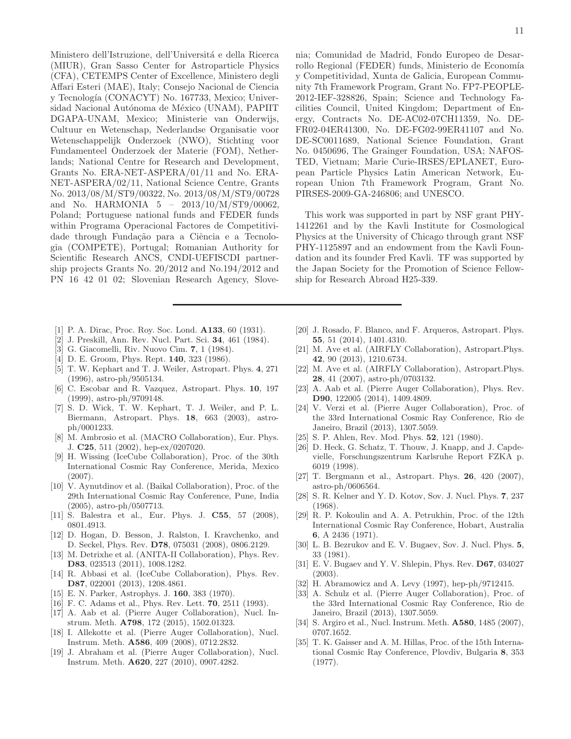Ministero dell'Istruzione, dell'Universitá e della Ricerca (MIUR), Gran Sasso Center for Astroparticle Physics (CFA), CETEMPS Center of Excellence, Ministero degli Affari Esteri (MAE), Italy; Consejo Nacional de Ciencia y Tecnología (CONACYT) No. 167733, Mexico; Universidad Nacional Autónoma de México (UNAM), PAPIIT DGAPA-UNAM, Mexico; Ministerie van Onderwijs, Cultuur en Wetenschap, Nederlandse Organisatie voor Wetenschappelijk Onderzoek (NWO), Stichting voor Fundamenteel Onderzoek der Materie (FOM), Netherlands; National Centre for Research and Development, Grants No. ERA-NET-ASPERA/01/11 and No. ERA-NET-ASPERA/02/11, National Science Centre, Grants No. 2013/08/M/ST9/00322, No. 2013/08/M/ST9/00728 and No. HARMONIA 5 – 2013/10/M/ST9/00062, Poland; Portuguese national funds and FEDER funds within Programa Operacional Factores de Competitividade through Fundação para a Ciência e a Tecnologia (COMPETE), Portugal; Romanian Authority for Scientific Research ANCS, CNDI-UEFISCDI partnership projects Grants No. 20/2012 and No.194/2012 and PN 16 42 01 02; Slovenian Research Agency, Slovenia; Comunidad de Madrid, Fondo Europeo de Desarrollo Regional (FEDER) funds, Ministerio de Economía y Competitividad, Xunta de Galicia, European Community 7th Framework Program, Grant No. FP7-PEOPLE-2012-IEF-328826, Spain; Science and Technology Facilities Council, United Kingdom; Department of Energy, Contracts No. DE-AC02-07CH11359, No. DE-FR02-04ER41300, No. DE-FG02-99ER41107 and No. DE-SC0011689, National Science Foundation, Grant No. 0450696, The Grainger Foundation, USA; NAFOSTED, Vietnam; Marie Curie-IRSES/EPLANET, European Particle Physics Latin American Network, European Union 7th Framework Program, Grant No. PIRSES-2009-GA-246806; and UNESCO.

This work was supported in part by NSF grant PHY-1412261 and by the Kavli Institute for Cosmological Physics at the University of Chicago through grant NSF PHY-1125897 and an endowment from the Kavli Foundation and its founder Fred Kavli. TF was supported by the Japan Society for the Promotion of Science Fellowship for Research Abroad H25-339.

---

[1] P. A. Dirac, Proc. Roy. Soc. Lond. **A133**, 60 (1931).

[2] J. Preskill, Ann. Rev. Nucl. Part. Sci. **34**, 461 (1984).

[3] G. Giacomelli, Riv. Nuovo Cim. **7**, 1 (1984).

[4] D. E. Groom, Phys. Rept. **140**, 323 (1986).

[5] T. W. Kephart and T. J. Weiler, Astropart. Phys. **4**, 271 (1996), astro-ph/9505134.

[6] C. Escobar and R. Vazquez, Astropart. Phys. **10**, 197 (1999), astro-ph/9709148.

[7] S. D. Wick, T. W. Kephart, T. J. Weiler, and P. L. Biermann, Astropart. Phys. **18**, 663 (2003), astro-ph/0001233.

[8] M. Ambrosio et al. (MACRO Collaboration), Eur. Phys. J. **C25**, 511 (2002), hep-ex/0207020.

[9] H. Wissing (IceCube Collaboration), Proc. of the 30th International Cosmic Ray Conference, Merida, Mexico (2007).

[10] V. Aynutdinov et al. (Baikal Collaboration), Proc. of the 29th International Cosmic Ray Conference, Pune, India (2005), astro-ph/0507713.

[11] S. Balestra et al., Eur. Phys. J. **C55**, 57 (2008), 0801.4913.

[12] D. Hogan, D. Besson, J. Ralston, I. Kravchenko, and D. Seckel, Phys. Rev. **D78**, 075031 (2008), 0806.2129.

[13] M. Detrixhe et al. (ANITA-II Collaboration), Phys. Rev. **D83**, 023513 (2011), 1008.1282.

[14] R. Abbasi et al. (IceCube Collaboration), Phys. Rev. **D87**, 022001 (2013), 1208.4861.

[15] E. N. Parker, Astrophys. J. **160**, 383 (1970).

[16] F. C. Adams et al., Phys. Rev. Lett. **70**, 2511 (1993).

[17] A. Aab et al. (Pierre Auger Collaboration), Nucl. Instrum. Meth. **A798**, 172 (2015), 1502.01323.

[18] I. Allekotte et al. (Pierre Auger Collaboration), Nucl. Instrum. Meth. **A586**, 409 (2008), 0712.2832.

[19] J. Abraham et al. (Pierre Auger Collaboration), Nucl. Instrum. Meth. **A620**, 227 (2010), 0907.4282.

[20] J. Rosado, F. Blanco, and F. Arqueros, Astropart. Phys. **55**, 51 (2014), 1401.4310.

[21] M. Ave et al. (AIRFLY Collaboration), Astropart.Phys. **42**, 90 (2013), 1210.6734.

[22] M. Ave et al. (AIRFLY Collaboration), Astropart.Phys. **28**, 41 (2007), astro-ph/0703132.

[23] A. Aab et al. (Pierre Auger Collaboration), Phys. Rev. **D90**, 122005 (2014), 1409.4809.

[24] V. Verzi et al. (Pierre Auger Collaboration), Proc. of the 33rd International Cosmic Ray Conference, Rio de Janeiro, Brazil (2013), 1307.5059.

[25] S. P. Ahlen, Rev. Mod. Phys. **52**, 121 (1980).

[26] D. Heck, G. Schatz, T. Thouw, J. Knapp, and J. Capdevielle, Forschungszentrum Karlsruhe Report FZKA p. 6019 (1998).

[27] T. Bergmann et al., Astropart. Phys. **26**, 420 (2007), astro-ph/0606564.

[28] S. R. Kelner and Y. D. Kotov, Sov. J. Nucl. Phys. **7**, 237 (1968).

[29] R. P. Kokoulin and A. A. Petrukhin, Proc. of the 12th International Cosmic Ray Conference, Hobart, Australia **6**, A 2436 (1971).

[30] L. B. Bezrukov and E. V. Bugaev, Sov. J. Nucl. Phys. **5**, 33 (1981).

[31] E. V. Bugaev and Y. V. Shlepin, Phys. Rev. **D67**, 034027 (2003).

[32] H. Abramowicz and A. Levy (1997), hep-ph/9712415.

[33] A. Schulz et al. (Pierre Auger Collaboration), Proc. of the 33rd International Cosmic Ray Conference, Rio de Janeiro, Brazil (2013), 1307.5059.

[34] S. Argiro et al., Nucl. Instrum. Meth. **A580**, 1485 (2007), 0707.1652.

[35] T. K. Gaisser and A. M. Hillas, Proc. of the 15th International Cosmic Ray Conference, Plovdiv, Bulgaria **8**, 353 (1977).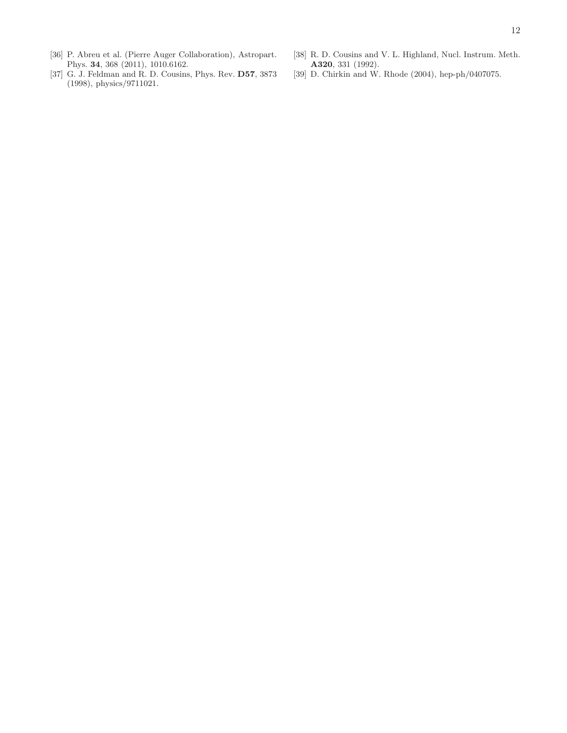[36] P. Abreu et al. (Pierre Auger Collaboration), Astropart. Phys. **34**, 368 (2011), 1010.6162.

[37] G. J. Feldman and R. D. Cousins, Phys. Rev. **D57**, 3873 (1998), physics/9711021.

[38] R. D. Cousins and V. L. Highland, Nucl. Instrum. Meth. **A320**, 331 (1992).

[39] D. Chirkin and W. Rhode (2004), hep-ph/0407075.